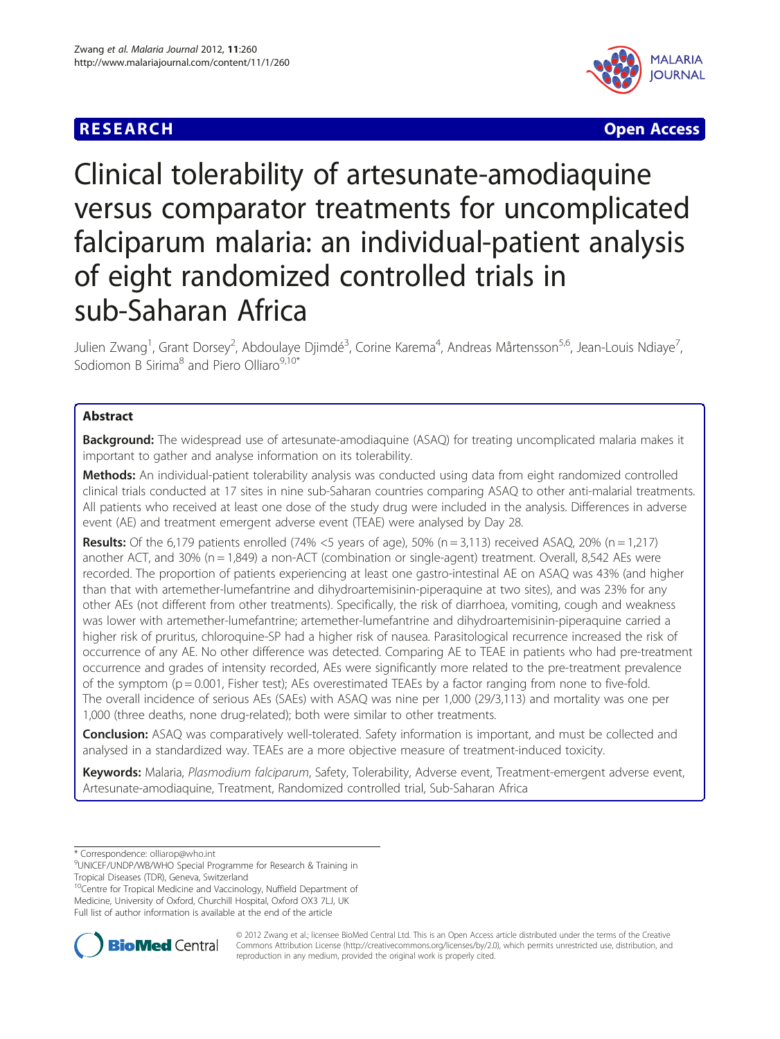**RESEARCH Open Access**

# Clinical tolerability of artesunate-amodiaquine versus comparator treatments for uncomplicated falciparum malaria: an individual-patient analysis of eight randomized controlled trials in sub-Saharan Africa

Julien Zwang[1], Grant Dorsey[2], Abdoulaye Djimdé[3], Corine Karema[4], Andreas Mårtensson[5,6], Jean-Louis Ndiaye[7], Sodiomon B Sirima[8] and Piero Olliaro[9,10*]

## Abstract

**Background:** The widespread use of artesunate-amodiaquine (ASAQ) for treating uncomplicated malaria makes it important to gather and analyse information on its tolerability.

**Methods:** An individual-patient tolerability analysis was conducted using data from eight randomized controlled clinical trials conducted at 17 sites in nine sub-Saharan countries comparing ASAQ to other anti-malarial treatments. All patients who received at least one dose of the study drug were included in the analysis. Differences in adverse event (AE) and treatment emergent adverse event (TEAE) were analysed by Day 28.

**Results:** Of the 6,179 patients enrolled (74% <5 years of age), 50% (n = 3,113) received ASAQ, 20% (n = 1,217) another ACT, and 30% (n = 1,849) a non-ACT (combination or single-agent) treatment. Overall, 8,542 AEs were recorded. The proportion of patients experiencing at least one gastro-intestinal AE on ASAQ was 43% (and higher than that with artemether-lumefantrine and dihydroartemisinin-piperaquine at two sites), and was 23% for any other AEs (not different from other treatments). Specifically, the risk of diarrhoea, vomiting, cough and weakness was lower with artemether-lumefantrine; artemether-lumefantrine and dihydroartemisinin-piperaquine carried a higher risk of pruritus, chloroquine-SP had a higher risk of nausea. Parasitological recurrence increased the risk of occurrence of any AE. No other difference was detected. Comparing AE to TEAE in patients who had pre-treatment occurrence and grades of intensity recorded, AEs were significantly more related to the pre-treatment prevalence of the symptom (p = 0.001, Fisher test); AEs overestimated TEAEs by a factor ranging from none to five-fold. The overall incidence of serious AEs (SAEs) with ASAQ was nine per 1,000 (29/3,113) and mortality was one per 1,000 (three deaths, none drug-related); both were similar to other treatments.

**Conclusion:** ASAQ was comparatively well-tolerated. Safety information is important, and must be collected and analysed in a standardized way. TEAEs are a more objective measure of treatment-induced toxicity.

**Keywords:** Malaria, *Plasmodium falciparum*, Safety, Tolerability, Adverse event, Treatment-emergent adverse event, Artesunate-amodiaquine, Treatment, Randomized controlled trial, Sub-Saharan Africa

---

\* Correspondence: olliarop@who.int

[9]UNICEF/UNDP/WB/WHO Special Programme for Research & Training in Tropical Diseases (TDR), Geneva, Switzerland

[10]Centre for Tropical Medicine and Vaccinology, Nuffield Department of Medicine, University of Oxford, Churchill Hospital, Oxford OX3 7LJ, UK

Full list of author information is available at the end of the article

© 2012 Zwang et al.; licensee BioMed Central Ltd. This is an Open Access article distributed under the terms of the Creative Commons Attribution License (http://creativecommons.org/licenses/by/2.0), which permits unrestricted use, distribution, and reproduction in any medium, provided the original work is properly cited.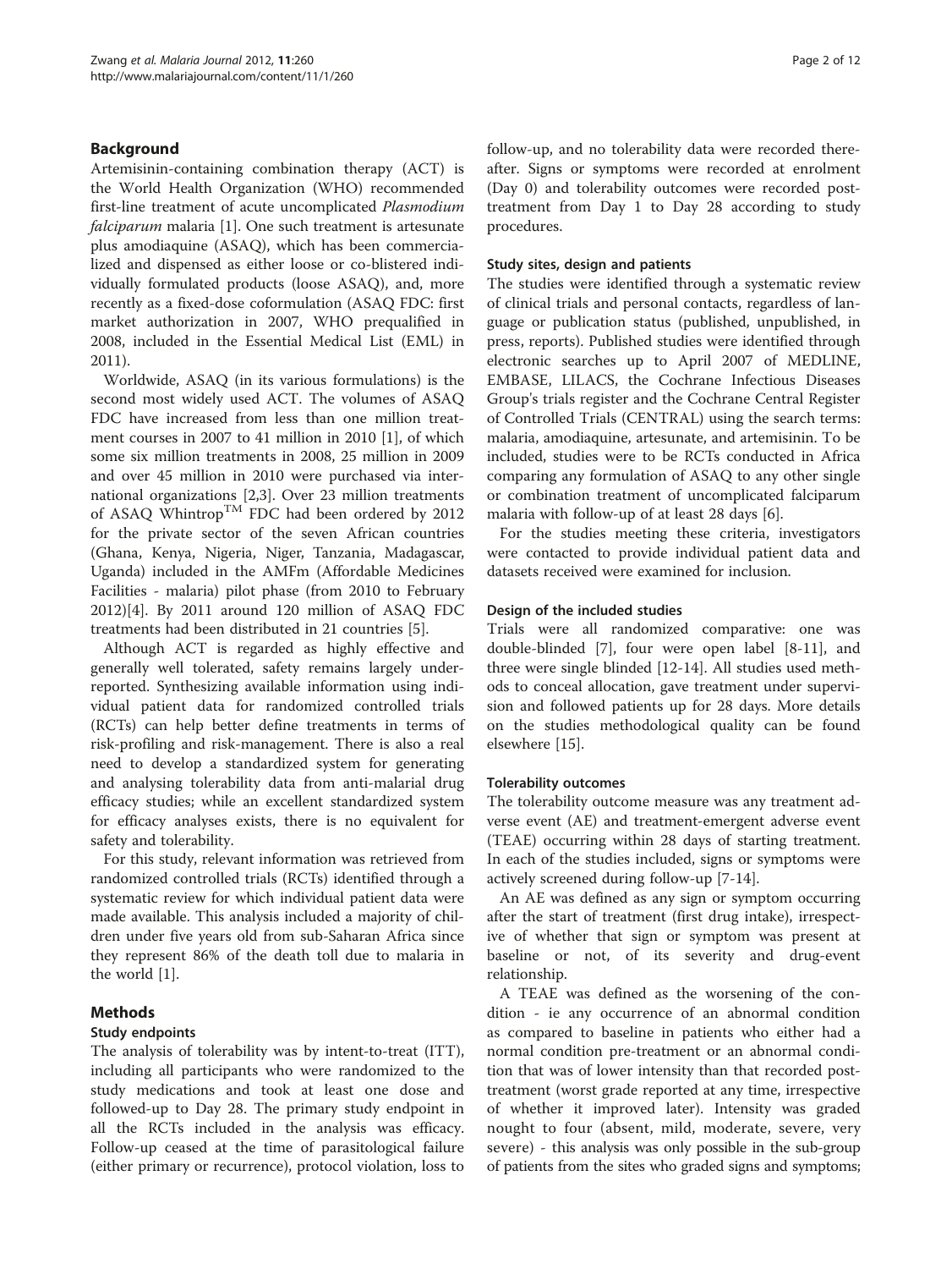## Background

Artemisinin-containing combination therapy (ACT) is the World Health Organization (WHO) recommended first-line treatment of acute uncomplicated *Plasmodium falciparum* malaria [1]. One such treatment is artesunate plus amodiaquine (ASAQ), which has been commercialized and dispensed as either loose or co-blistered individually formulated products (loose ASAQ), and, more recently as a fixed-dose coformulation (ASAQ FDC: first market authorization in 2007, WHO prequalified in 2008, included in the Essential Medical List (EML) in 2011).

Worldwide, ASAQ (in its various formulations) is the second most widely used ACT. The volumes of ASAQ FDC have increased from less than one million treatment courses in 2007 to 41 million in 2010 [1], of which some six million treatments in 2008, 25 million in 2009 and over 45 million in 2010 were purchased via international organizations [2,3]. Over 23 million treatments of ASAQ Whintrop$^{TM}$ FDC had been ordered by 2012 for the private sector of the seven African countries (Ghana, Kenya, Nigeria, Niger, Tanzania, Madagascar, Uganda) included in the AMFm (Affordable Medicines Facilities - malaria) pilot phase (from 2010 to February 2012)[4]. By 2011 around 120 million of ASAQ FDC treatments had been distributed in 21 countries [5].

Although ACT is regarded as highly effective and generally well tolerated, safety remains largely underreported. Synthesizing available information using individual patient data for randomized controlled trials (RCTs) can help better define treatments in terms of risk-profiling and risk-management. There is also a real need to develop a standardized system for generating and analysing tolerability data from anti-malarial drug efficacy studies; while an excellent standardized system for efficacy analyses exists, there is no equivalent for safety and tolerability.

For this study, relevant information was retrieved from randomized controlled trials (RCTs) identified through a systematic review for which individual patient data were made available. This analysis included a majority of children under five years old from sub-Saharan Africa since they represent 86% of the death toll due to malaria in the world [1].

## Methods

### Study endpoints

The analysis of tolerability was by intent-to-treat (ITT), including all participants who were randomized to the study medications and took at least one dose and followed-up to Day 28. The primary study endpoint in all the RCTs included in the analysis was efficacy. Follow-up ceased at the time of parasitological failure (either primary or recurrence), protocol violation, loss to follow-up, and no tolerability data were recorded thereafter. Signs or symptoms were recorded at enrolment (Day 0) and tolerability outcomes were recorded post-treatment from Day 1 to Day 28 according to study procedures.

### Study sites, design and patients

The studies were identified through a systematic review of clinical trials and personal contacts, regardless of language or publication status (published, unpublished, in press, reports). Published studies were identified through electronic searches up to April 2007 of MEDLINE, EMBASE, LILACS, the Cochrane Infectious Diseases Group's trials register and the Cochrane Central Register of Controlled Trials (CENTRAL) using the search terms: malaria, amodiaquine, artesunate, and artemisinin. To be included, studies were to be RCTs conducted in Africa comparing any formulation of ASAQ to any other single or combination treatment of uncomplicated falciparum malaria with follow-up of at least 28 days [6].

For the studies meeting these criteria, investigators were contacted to provide individual patient data and datasets received were examined for inclusion.

### Design of the included studies

Trials were all randomized comparative: one was double-blinded [7], four were open label [8-11], and three were single blinded [12-14]. All studies used methods to conceal allocation, gave treatment under supervision and followed patients up for 28 days. More details on the studies methodological quality can be found elsewhere [15].

### Tolerability outcomes

The tolerability outcome measure was any treatment adverse event (AE) and treatment-emergent adverse event (TEAE) occurring within 28 days of starting treatment. In each of the studies included, signs or symptoms were actively screened during follow-up [7-14].

An AE was defined as any sign or symptom occurring after the start of treatment (first drug intake), irrespective of whether that sign or symptom was present at baseline or not, of its severity and drug-event relationship.

A TEAE was defined as the worsening of the condition - ie any occurrence of an abnormal condition as compared to baseline in patients who either had a normal condition pre-treatment or an abnormal condition that was of lower intensity than that recorded post-treatment (worst grade reported at any time, irrespective of whether it improved later). Intensity was graded nought to four (absent, mild, moderate, severe, very severe) - this analysis was only possible in the sub-group of patients from the sites who graded signs and symptoms;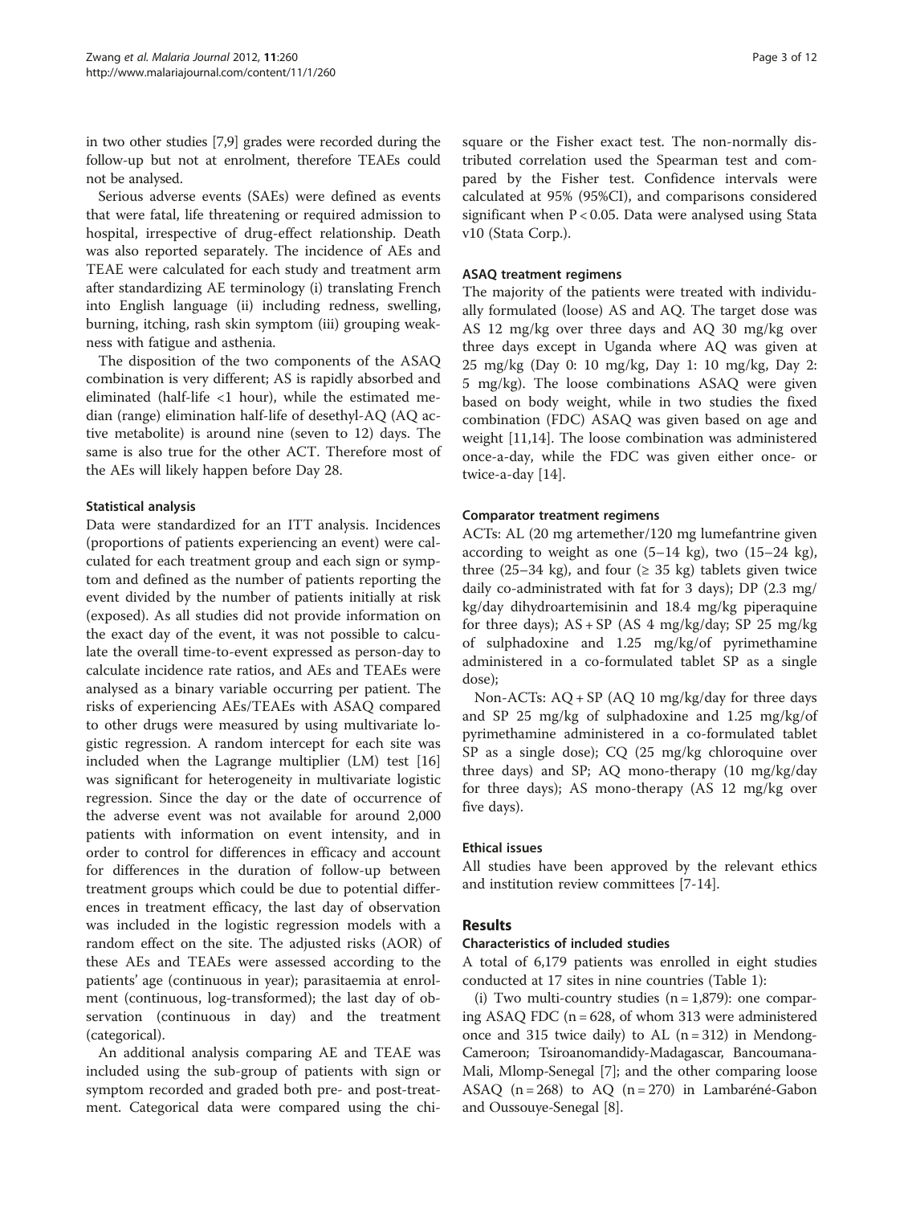in two other studies [7,9] grades were recorded during the follow-up but not at enrolment, therefore TEAEs could not be analysed.

Serious adverse events (SAEs) were defined as events that were fatal, life threatening or required admission to hospital, irrespective of drug-effect relationship. Death was also reported separately. The incidence of AEs and TEAE were calculated for each study and treatment arm after standardizing AE terminology (i) translating French into English language (ii) including redness, swelling, burning, itching, rash skin symptom (iii) grouping weakness with fatigue and asthenia.

The disposition of the two components of the ASAQ combination is very different; AS is rapidly absorbed and eliminated (half-life <1 hour), while the estimated median (range) elimination half-life of desethyl-AQ (AQ active metabolite) is around nine (seven to 12) days. The same is also true for the other ACT. Therefore most of the AEs will likely happen before Day 28.

#### Statistical analysis

Data were standardized for an ITT analysis. Incidences (proportions of patients experiencing an event) were calculated for each treatment group and each sign or symptom and defined as the number of patients reporting the event divided by the number of patients initially at risk (exposed). As all studies did not provide information on the exact day of the event, it was not possible to calculate the overall time-to-event expressed as person-day to calculate incidence rate ratios, and AEs and TEAEs were analysed as a binary variable occurring per patient. The risks of experiencing AEs/TEAEs with ASAQ compared to other drugs were measured by using multivariate logistic regression. A random intercept for each site was included when the Lagrange multiplier (LM) test [16] was significant for heterogeneity in multivariate logistic regression. Since the day or the date of occurrence of the adverse event was not available for around 2,000 patients with information on event intensity, and in order to control for differences in efficacy and account for differences in the duration of follow-up between treatment groups which could be due to potential differences in treatment efficacy, the last day of observation was included in the logistic regression models with a random effect on the site. The adjusted risks (AOR) of these AEs and TEAEs were assessed according to the patients' age (continuous in year); parasitaemia at enrolment (continuous, log-transformed); the last day of observation (continuous in day) and the treatment (categorical).

An additional analysis comparing AE and TEAE was included using the sub-group of patients with sign or symptom recorded and graded both pre- and post-treatment. Categorical data were compared using the chi-square or the Fisher exact test. The non-normally distributed correlation used the Spearman test and compared by the Fisher test. Confidence intervals were calculated at 95% (95%CI), and comparisons considered significant when $P < 0.05$. Data were analysed using Stata v10 (Stata Corp.).

#### ASAQ treatment regimens

The majority of the patients were treated with individually formulated (loose) AS and AQ. The target dose was AS 12 mg/kg over three days and AQ 30 mg/kg over three days except in Uganda where AQ was given at 25 mg/kg (Day 0: 10 mg/kg, Day 1: 10 mg/kg, Day 2: 5 mg/kg). The loose combinations ASAQ were given based on body weight, while in two studies the fixed combination (FDC) ASAQ was given based on age and weight [11,14]. The loose combination was administered once-a-day, while the FDC was given either once- or twice-a-day [14].

#### Comparator treatment regimens

ACTs: AL (20 mg artemether/120 mg lumefantrine given according to weight as one (5–14 kg), two (15–24 kg), three (25–34 kg), and four (≥ 35 kg) tablets given twice daily co-administrated with fat for 3 days); DP (2.3 mg/kg/day dihydroartemisinin and 18.4 mg/kg piperaquine for three days); AS + SP (AS 4 mg/kg/day; SP 25 mg/kg of sulphadoxine and 1.25 mg/kg/of pyrimethamine administered in a co-formulated tablet SP as a single dose);

Non-ACTs: AQ + SP (AQ 10 mg/kg/day for three days and SP 25 mg/kg of sulphadoxine and 1.25 mg/kg/of pyrimethamine administered in a co-formulated tablet SP as a single dose); CQ (25 mg/kg chloroquine over three days) and SP; AQ mono-therapy (10 mg/kg/day for three days); AS mono-therapy (AS 12 mg/kg over five days).

#### Ethical issues

All studies have been approved by the relevant ethics and institution review committees [7-14].

## Results

#### Characteristics of included studies

A total of 6,179 patients was enrolled in eight studies conducted at 17 sites in nine countries (Table 1):

(i) Two multi-country studies (n = 1,879): one comparing ASAQ FDC (n = 628, of whom 313 were administered once and 315 twice daily) to AL (n = 312) in Mendong-Cameroon; Tsiroanomandidy-Madagascar, Bancoumana-Mali, Mlomp-Senegal [7]; and the other comparing loose ASAQ (n = 268) to AQ (n = 270) in Lambaréné-Gabon and Oussouye-Senegal [8].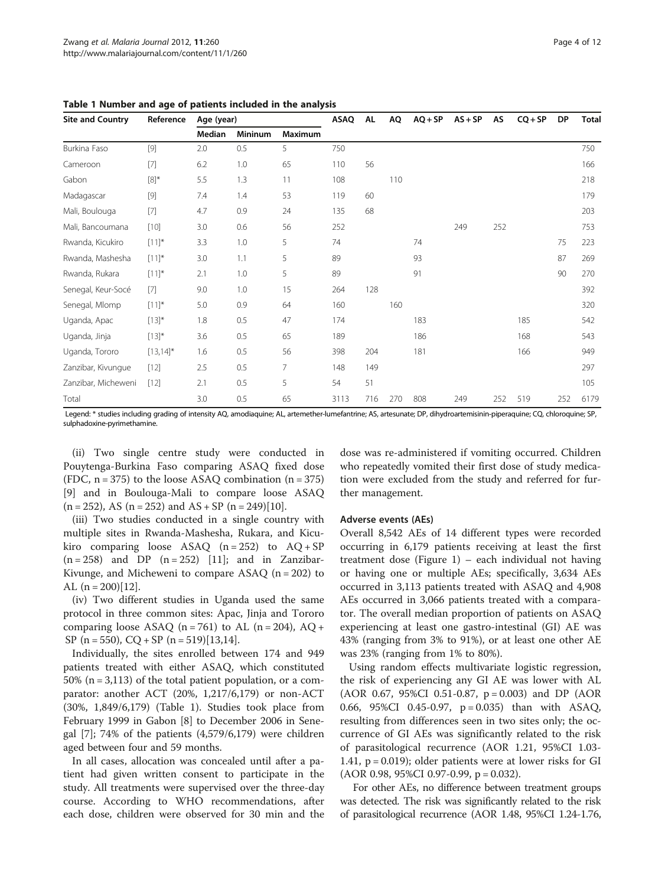**Table 1 Number and age of patients included in the analysis**

| Site and Country | Reference | Age (year) | | | ASAQ | AL | AQ | AQ + SP | AS + SP | AS | CQ + SP | DP | Total |
|---|---|---|---|---|---|---|---|---|---|---|---|---|---|
| | | Median | Mininum | Maximum | | | | | | | | | |
| Burkina Faso | [9] | 2.0 | 0.5 | 5 | 750 | | | | | | | | 750 |
| Cameroon | [7] | 6.2 | 1.0 | 65 | 110 | 56 | | | | | | | 166 |
| Gabon | [8]* | 5.5 | 1.3 | 11 | 108 | | 110 | | | | | | 218 |
| Madagascar | [9] | 7.4 | 1.4 | 53 | 119 | 60 | | | | | | | 179 |
| Mali, Boulouga | [7] | 4.7 | 0.9 | 24 | 135 | 68 | | | | | | | 203 |
| Mali, Bancoumana | [10] | 3.0 | 0.6 | 56 | 252 | | | | 249 | 252 | | | 753 |
| Rwanda, Kicukiro | [11]* | 3.3 | 1.0 | 5 | 74 | | | 74 | | | | 75 | 223 |
| Rwanda, Mashesha | [11]* | 3.0 | 1.1 | 5 | 89 | | | 93 | | | | 87 | 269 |
| Rwanda, Rukara | [11]* | 2.1 | 1.0 | 5 | 89 | | | 91 | | | | 90 | 270 |
| Senegal, Keur-Socé | [7] | 9.0 | 1.0 | 15 | 264 | 128 | | | | | | | 392 |
| Senegal, Mlomp | [11]* | 5.0 | 0.9 | 64 | 160 | | 160 | | | | | | 320 |
| Uganda, Apac | [13]* | 1.8 | 0.5 | 47 | 174 | | | 183 | | | 185 | | 542 |
| Uganda, Jinja | [13]* | 3.6 | 0.5 | 65 | 189 | | | 186 | | | 168 | | 543 |
| Uganda, Tororo | [13,14]* | 1.6 | 0.5 | 56 | 398 | 204 | | 181 | | | 166 | | 949 |
| Zanzibar, Kivungue | [12] | 2.5 | 0.5 | 7 | 148 | 149 | | | | | | | 297 |
| Zanzibar, Micheweni | [12] | 2.1 | 0.5 | 5 | 54 | 51 | | | | | | | 105 |
| Total | | 3.0 | 0.5 | 65 | 3113 | 716 | 270 | 808 | 249 | 252 | 519 | 252 | 6179 |

Legend: * studies including grading of intensity AQ, amodiaquine; AL, artemether-lumefantrine; AS, artesunate; DP, dihydroartemisinin-piperaquine; CQ, chloroquine; SP, sulphadoxine-pyrimethamine.

(ii) Two single centre study were conducted in Pouytenga-Burkina Faso comparing ASAQ fixed dose (FDC, n = 375) to the loose ASAQ combination (n = 375) [9] and in Boulouga-Mali to compare loose ASAQ (n = 252), AS (n = 252) and AS + SP (n = 249)[10].

(iii) Two studies conducted in a single country with multiple sites in Rwanda-Mashesha, Rukara, and Kicukiro comparing loose ASAQ (n = 252) to AQ + SP (n = 258) and DP (n = 252) [11]; and in Zanzibar-Kivunge, and Micheweni to compare ASAQ (n = 202) to AL (n = 200)[12].

(iv) Two different studies in Uganda used the same protocol in three common sites: Apac, Jinja and Tororo comparing loose ASAQ (n = 761) to AL (n = 204), AQ + SP (n = 550), CQ + SP (n = 519)[13,14].

Individually, the sites enrolled between 174 and 949 patients treated with either ASAQ, which constituted 50% (n = 3,113) of the total patient population, or a comparator: another ACT (20%, 1,217/6,179) or non-ACT (30%, 1,849/6,179) (Table 1). Studies took place from February 1999 in Gabon [8] to December 2006 in Senegal [7]; 74% of the patients (4,579/6,179) were children aged between four and 59 months.

In all cases, allocation was concealed until after a patient had given written consent to participate in the study. All treatments were supervised over the three-day course. According to WHO recommendations, after each dose, children were observed for 30 min and the dose was re-administered if vomiting occurred. Children who repeatedly vomited their first dose of study medication were excluded from the study and referred for further management.

#### Adverse events (AEs)

Overall 8,542 AEs of 14 different types were recorded occurring in 6,179 patients receiving at least the first treatment dose (Figure 1) – each individual not having or having one or multiple AEs; specifically, 3,634 AEs occurred in 3,113 patients treated with ASAQ and 4,908 AEs occurred in 3,066 patients treated with a comparator. The overall median proportion of patients on ASAQ experiencing at least one gastro-intestinal (GI) AE was 43% (ranging from 3% to 91%), or at least one other AE was 23% (ranging from 1% to 80%).

Using random effects multivariate logistic regression, the risk of experiencing any GI AE was lower with AL (AOR 0.67, 95%CI 0.51-0.87, $p = 0.003$) and DP (AOR 0.66, 95%CI 0.45-0.97, $p = 0.035$) than with ASAQ, resulting from differences seen in two sites only; the occurrence of GI AEs was significantly related to the risk of parasitological recurrence (AOR 1.21, 95%CI 1.03-1.41, $p = 0.019$); older patients were at lower risks for GI (AOR 0.98, 95%CI 0.97-0.99, $p = 0.032$).

For other AEs, no difference between treatment groups was detected. The risk was significantly related to the risk of parasitological recurrence (AOR 1.48, 95%CI 1.24-1.76,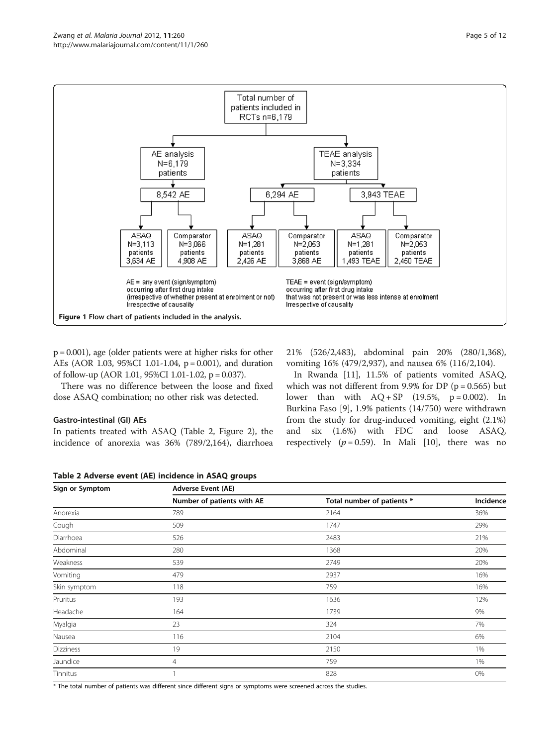Total number of patients included in RCTs n=6,179

- AE analysis N=6,179 patients
  - 8,542 AE
    - ASAQ N=3,113 patients 3,634 AE
    - Comparator N=3,066 patients 4,908 AE
- TEAE analysis N=3,334 patients
  - 6,294 AE
    - ASAQ N=1,281 patients 2,426 AE
    - Comparator N=2,053 patients 3,868 AE
  - 3,943 TEAE
    - ASAQ N=1,281 patients 1,493 TEAE
    - Comparator N=2,053 patients 2,450 TEAE

AE = any event (sign/symptom) occurring after first drug intake (irrespective of whether present at enrolment or not) Irrespective of causality

TEAE = event (sign/symptom) occurring after first drug intake that was not present or was less intense at enrolment Irrespective of causality

**Figure 1** Flow chart of patients included in the analysis.

p = 0.001), age (older patients were at higher risks for other AEs (AOR 1.03, 95%CI 1.01-1.04, p = 0.001), and duration of follow-up (AOR 1.01, 95%CI 1.01-1.02, p = 0.037).

There was no difference between the loose and fixed dose ASAQ combination; no other risk was detected.

### Gastro-intestinal (GI) AEs

In patients treated with ASAQ (Table 2, Figure 2), the incidence of anorexia was 36% (789/2,164), diarrhoea 21% (526/2,483), abdominal pain 20% (280/1,368), vomiting 16% (479/2,937), and nausea 6% (116/2,104).

In Rwanda [11], 11.5% of patients vomited ASAQ, which was not different from 9.9% for DP (p = 0.565) but lower than with AQ + SP (19.5%, p = 0.002). In Burkina Faso [9], 1.9% patients (14/750) were withdrawn from the study for drug-induced vomiting, eight (2.1%) and six (1.6%) with FDC and loose ASAQ, respectively ($p = 0.59$). In Mali [10], there was no

**Table 2 Adverse event (AE) incidence in ASAQ groups**

| Sign or Symptom | Adverse Event (AE) | | |
|---|---|---|---|
| | Number of patients with AE | Total number of patients * | Incidence |
| Anorexia | 789 | 2164 | 36% |
| Cough | 509 | 1747 | 29% |
| Diarrhoea | 526 | 2483 | 21% |
| Abdominal | 280 | 1368 | 20% |
| Weakness | 539 | 2749 | 20% |
| Vomiting | 479 | 2937 | 16% |
| Skin symptom | 118 | 759 | 16% |
| Pruritus | 193 | 1636 | 12% |
| Headache | 164 | 1739 | 9% |
| Myalgia | 23 | 324 | 7% |
| Nausea | 116 | 2104 | 6% |
| Dizziness | 19 | 2150 | 1% |
| Jaundice | 4 | 759 | 1% |
| Tinnitus | 1 | 828 | 0% |

* The total number of patients was different since different signs or symptoms were screened across the studies.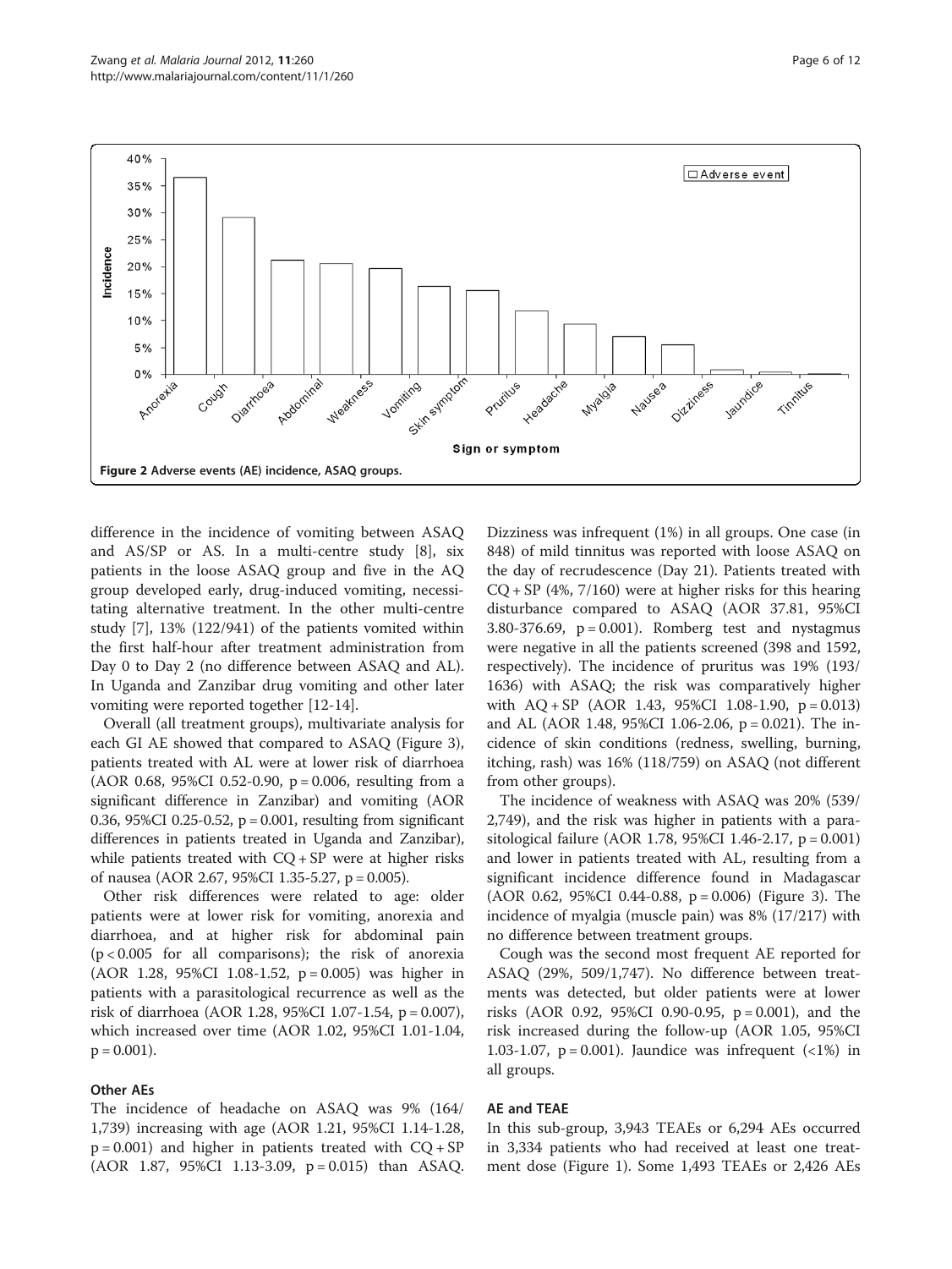Figure 2 Adverse events (AE) incidence, ASAQ groups.

difference in the incidence of vomiting between ASAQ and AS/SP or AS. In a multi-centre study [8], six patients in the loose ASAQ group and five in the AQ group developed early, drug-induced vomiting, necessitating alternative treatment. In the other multi-centre study [7], 13% (122/941) of the patients vomited within the first half-hour after treatment administration from Day 0 to Day 2 (no difference between ASAQ and AL). In Uganda and Zanzibar drug vomiting and other later vomiting were reported together [12-14].

Overall (all treatment groups), multivariate analysis for each GI AE showed that compared to ASAQ (Figure 3), patients treated with AL were at lower risk of diarrhoea (AOR 0.68, 95%CI 0.52-0.90, p = 0.006, resulting from a significant difference in Zanzibar) and vomiting (AOR 0.36, 95%CI 0.25-0.52, p = 0.001, resulting from significant differences in patients treated in Uganda and Zanzibar), while patients treated with CQ + SP were at higher risks of nausea (AOR 2.67, 95%CI 1.35-5.27, p = 0.005).

Other risk differences were related to age: older patients were at lower risk for vomiting, anorexia and diarrhoea, and at higher risk for abdominal pain (p < 0.005 for all comparisons); the risk of anorexia (AOR 1.28, 95%CI 1.08-1.52, p = 0.005) was higher in patients with a parasitological recurrence as well as the risk of diarrhoea (AOR 1.28, 95%CI 1.07-1.54, p = 0.007), which increased over time (AOR 1.02, 95%CI 1.01-1.04, p = 0.001).

### Other AEs

The incidence of headache on ASAQ was 9% (164/1,739) increasing with age (AOR 1.21, 95%CI 1.14-1.28, p = 0.001) and higher in patients treated with CQ + SP (AOR 1.87, 95%CI 1.13-3.09, p = 0.015) than ASAQ. Dizziness was infrequent (1%) in all groups. One case (in 848) of mild tinnitus was reported with loose ASAQ on the day of recrudescence (Day 21). Patients treated with CQ + SP (4%, 7/160) were at higher risks for this hearing disturbance compared to ASAQ (AOR 37.81, 95%CI 3.80-376.69, p = 0.001). Romberg test and nystagmus were negative in all the patients screened (398 and 1592, respectively). The incidence of pruritus was 19% (193/1636) with ASAQ; the risk was comparatively higher with AQ + SP (AOR 1.43, 95%CI 1.08-1.90, p = 0.013) and AL (AOR 1.48, 95%CI 1.06-2.06, p = 0.021). The incidence of skin conditions (redness, swelling, burning, itching, rash) was 16% (118/759) on ASAQ (not different from other groups).

The incidence of weakness with ASAQ was 20% (539/2,749), and the risk was higher in patients with a parasitological failure (AOR 1.78, 95%CI 1.46-2.17, p = 0.001) and lower in patients treated with AL, resulting from a significant incidence difference found in Madagascar (AOR 0.62, 95%CI 0.44-0.88, p = 0.006) (Figure 3). The incidence of myalgia (muscle pain) was 8% (17/217) with no difference between treatment groups.

Cough was the second most frequent AE reported for ASAQ (29%, 509/1,747). No difference between treatments was detected, but older patients were at lower risks (AOR 0.92, 95%CI 0.90-0.95, p = 0.001), and the risk increased during the follow-up (AOR 1.05, 95%CI 1.03-1.07, p = 0.001). Jaundice was infrequent (<1%) in all groups.

### AE and TEAE

In this sub-group, 3,943 TEAEs or 6,294 AEs occurred in 3,334 patients who had received at least one treatment dose (Figure 1). Some 1,493 TEAEs or 2,426 AEs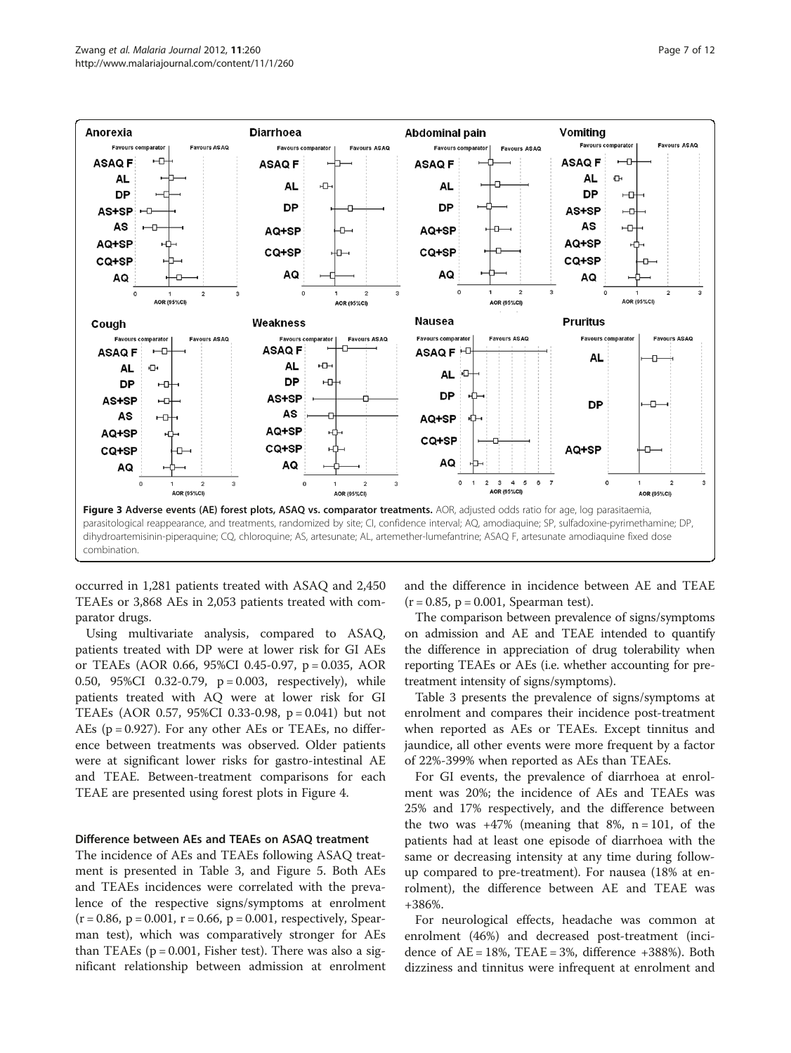**Figure 3 Adverse events (AE) forest plots, ASAQ vs. comparator treatments.** AOR, adjusted odds ratio for age, log parasitaemia, parasitological reappearance, and treatments, randomized by site; CI, confidence interval; AQ, amodiaquine; SP, sulfadoxine-pyrimethamine; DP, dihydroartemisinin-piperaquine; CQ, chloroquine; AS, artesunate; AL, artemether-lumefantrine; ASAQ F, artesunate amodiaquine fixed dose combination.

occurred in 1,281 patients treated with ASAQ and 2,450 TEAEs or 3,868 AEs in 2,053 patients treated with comparator drugs.

Using multivariate analysis, compared to ASAQ, patients treated with DP were at lower risk for GI AEs or TEAEs (AOR 0.66, 95%CI 0.45-0.97, p = 0.035, AOR 0.50, 95%CI 0.32-0.79, p = 0.003, respectively), while patients treated with AQ were at lower risk for GI TEAEs (AOR 0.57, 95%CI 0.33-0.98, p = 0.041) but not AEs (p = 0.927). For any other AEs or TEAEs, no difference between treatments was observed. Older patients were at significant lower risks for gastro-intestinal AE and TEAE. Between-treatment comparisons for each TEAE are presented using forest plots in Figure 4.

### Difference between AEs and TEAEs on ASAQ treatment

The incidence of AEs and TEAEs following ASAQ treatment is presented in Table 3, and Figure 5. Both AEs and TEAEs incidences were correlated with the prevalence of the respective signs/symptoms at enrolment (r = 0.86, p = 0.001, r = 0.66, p = 0.001, respectively, Spearman test), which was comparatively stronger for AEs than TEAEs (p = 0.001, Fisher test). There was also a significant relationship between admission at enrolment and the difference in incidence between AE and TEAE (r = 0.85, p = 0.001, Spearman test).

The comparison between prevalence of signs/symptoms on admission and AE and TEAE intended to quantify the difference in appreciation of drug tolerability when reporting TEAEs or AEs (i.e. whether accounting for pre-treatment intensity of signs/symptoms).

Table 3 presents the prevalence of signs/symptoms at enrolment and compares their incidence post-treatment when reported as AEs or TEAEs. Except tinnitus and jaundice, all other events were more frequent by a factor of 22%-399% when reported as AEs than TEAEs.

For GI events, the prevalence of diarrhoea at enrolment was 20%; the incidence of AEs and TEAEs was 25% and 17% respectively, and the difference between the two was +47% (meaning that 8%, n = 101, of the patients had at least one episode of diarrhoea with the same or decreasing intensity at any time during follow-up compared to pre-treatment). For nausea (18% at enrolment), the difference between AE and TEAE was +386%.

For neurological effects, headache was common at enrolment (46%) and decreased post-treatment (incidence of AE = 18%, TEAE = 3%, difference +388%). Both dizziness and tinnitus were infrequent at enrolment and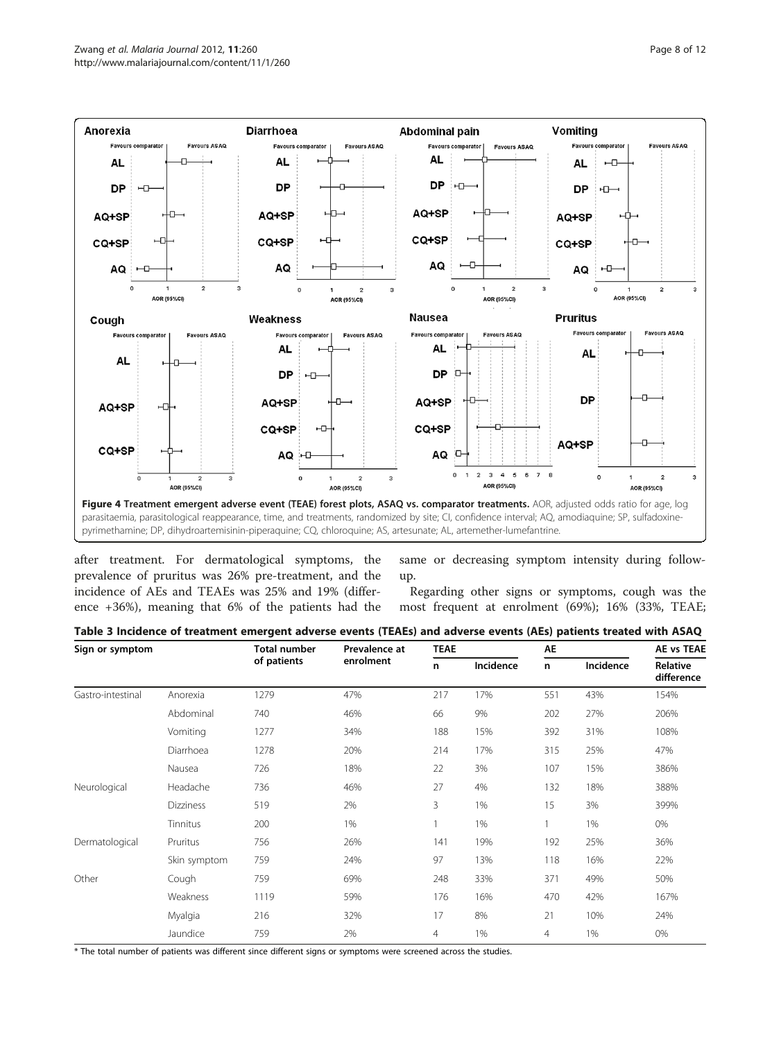Figure 4 Treatment emergent adverse event (TEAE) forest plots, ASAQ vs. comparator treatments. AOR, adjusted odds ratio for age, log parasitaemia, parasitological reappearance, time, and treatments, randomized by site; CI, confidence interval; AQ, amodiaquine; SP, sulfadoxine-pyrimethamine; DP, dihydroartemisinin-piperaquine; CQ, chloroquine; AS, artesunate; AL, artemether-lumefantrine.

after treatment. For dermatological symptoms, the prevalence of pruritus was 26% pre-treatment, and the incidence of AEs and TEAEs was 25% and 19% (difference +36%), meaning that 6% of the patients had the same or decreasing symptom intensity during follow-up.

Regarding other signs or symptoms, cough was the most frequent at enrolment (69%); 16% (33%, TEAE;

**Table 3 Incidence of treatment emergent adverse events (TEAEs) and adverse events (AEs) patients treated with ASAQ**

| Sign or symptom | | Total number of patients | Prevalence at enrolment | TEAE | | AE | | AE vs TEAE |
|---|---|---|---|---|---|---|---|---|
| | | | | n | Incidence | n | Incidence | Relative difference |
| Gastro-intestinal | Anorexia | 1279 | 47% | 217 | 17% | 551 | 43% | 154% |
| | Abdominal | 740 | 46% | 66 | 9% | 202 | 27% | 206% |
| | Vomiting | 1277 | 34% | 188 | 15% | 392 | 31% | 108% |
| | Diarrhoea | 1278 | 20% | 214 | 17% | 315 | 25% | 47% |
| | Nausea | 726 | 18% | 22 | 3% | 107 | 15% | 386% |
| Neurological | Headache | 736 | 46% | 27 | 4% | 132 | 18% | 388% |
| | Dizziness | 519 | 2% | 3 | 1% | 15 | 3% | 399% |
| | Tinnitus | 200 | 1% | 1 | 1% | 1 | 1% | 0% |
| Dermatological | Pruritus | 756 | 26% | 141 | 19% | 192 | 25% | 36% |
| | Skin symptom | 759 | 24% | 97 | 13% | 118 | 16% | 22% |
| Other | Cough | 759 | 69% | 248 | 33% | 371 | 49% | 50% |
| | Weakness | 1119 | 59% | 176 | 16% | 470 | 42% | 167% |
| | Myalgia | 216 | 32% | 17 | 8% | 21 | 10% | 24% |
| | Jaundice | 759 | 2% | 4 | 1% | 4 | 1% | 0% |

* The total number of patients was different since different signs or symptoms were screened across the studies.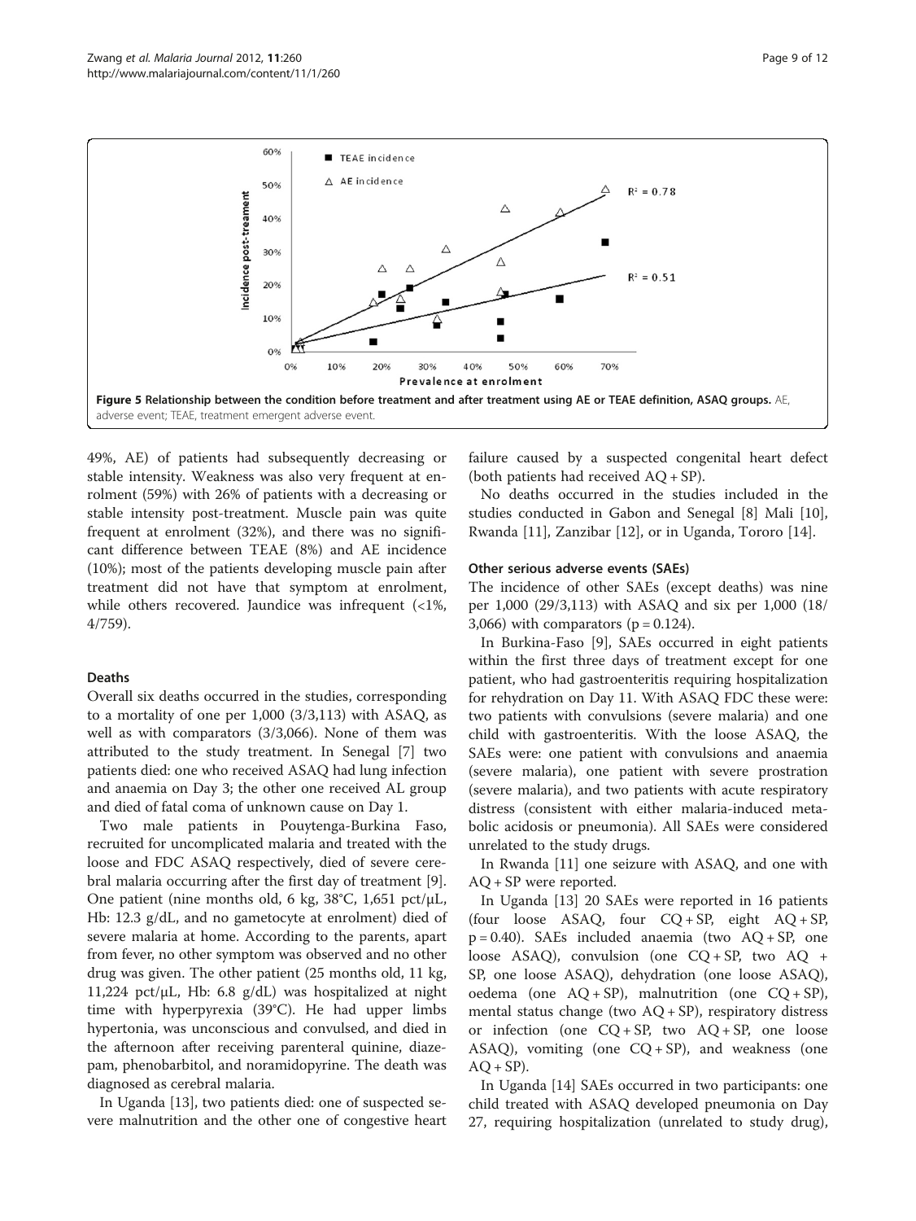**Figure 5 Relationship between the condition before treatment and after treatment using AE or TEAE definition, ASAQ groups.** AE, adverse event; TEAE, treatment emergent adverse event.

49%, AE) of patients had subsequently decreasing or stable intensity. Weakness was also very frequent at enrolment (59%) with 26% of patients with a decreasing or stable intensity post-treatment. Muscle pain was quite frequent at enrolment (32%), and there was no significant difference between TEAE (8%) and AE incidence (10%); most of the patients developing muscle pain after treatment did not have that symptom at enrolment, while others recovered. Jaundice was infrequent (<1%, 4/759).

#### Deaths

Overall six deaths occurred in the studies, corresponding to a mortality of one per 1,000 (3/3,113) with ASAQ, as well as with comparators (3/3,066). None of them was attributed to the study treatment. In Senegal [7] two patients died: one who received ASAQ had lung infection and anaemia on Day 3; the other one received AL group and died of fatal coma of unknown cause on Day 1.

Two male patients in Pouytenga-Burkina Faso, recruited for uncomplicated malaria and treated with the loose and FDC ASAQ respectively, died of severe cerebral malaria occurring after the first day of treatment [9]. One patient (nine months old, 6 kg, 38°C, 1,651 pct/μL, Hb: 12.3 g/dL, and no gametocyte at enrolment) died of severe malaria at home. According to the parents, apart from fever, no other symptom was observed and no other drug was given. The other patient (25 months old, 11 kg, 11,224 pct/μL, Hb: 6.8 g/dL) was hospitalized at night time with hyperpyrexia (39°C). He had upper limbs hypertonia, was unconscious and convulsed, and died in the afternoon after receiving parenteral quinine, diazepam, phenobarbitol, and noramidopyrine. The death was diagnosed as cerebral malaria.

In Uganda [13], two patients died: one of suspected severe malnutrition and the other one of congestive heart failure caused by a suspected congenital heart defect (both patients had received AQ + SP).

No deaths occurred in the studies included in the studies conducted in Gabon and Senegal [8] Mali [10], Rwanda [11], Zanzibar [12], or in Uganda, Tororo [14].

#### Other serious adverse events (SAEs)

The incidence of other SAEs (except deaths) was nine per 1,000 (29/3,113) with ASAQ and six per 1,000 (18/3,066) with comparators ($p = 0.124$).

In Burkina-Faso [9], SAEs occurred in eight patients within the first three days of treatment except for one patient, who had gastroenteritis requiring hospitalization for rehydration on Day 11. With ASAQ FDC these were: two patients with convulsions (severe malaria) and one child with gastroenteritis. With the loose ASAQ, the SAEs were: one patient with convulsions and anaemia (severe malaria), one patient with severe prostration (severe malaria), and two patients with acute respiratory distress (consistent with either malaria-induced metabolic acidosis or pneumonia). All SAEs were considered unrelated to the study drugs.

In Rwanda [11] one seizure with ASAQ, and one with AQ + SP were reported.

In Uganda [13] 20 SAEs were reported in 16 patients (four loose ASAQ, four CQ + SP, eight AQ + SP, $p = 0.40$). SAEs included anaemia (two AQ + SP, one loose ASAQ), convulsion (one CQ + SP, two AQ + SP, one loose ASAQ), dehydration (one loose ASAQ), oedema (one AQ + SP), malnutrition (one CQ + SP), mental status change (two AQ + SP), respiratory distress or infection (one CQ + SP, two AQ + SP, one loose ASAQ), vomiting (one CQ + SP), and weakness (one AQ + SP).

In Uganda [14] SAEs occurred in two participants: one child treated with ASAQ developed pneumonia on Day 27, requiring hospitalization (unrelated to study drug),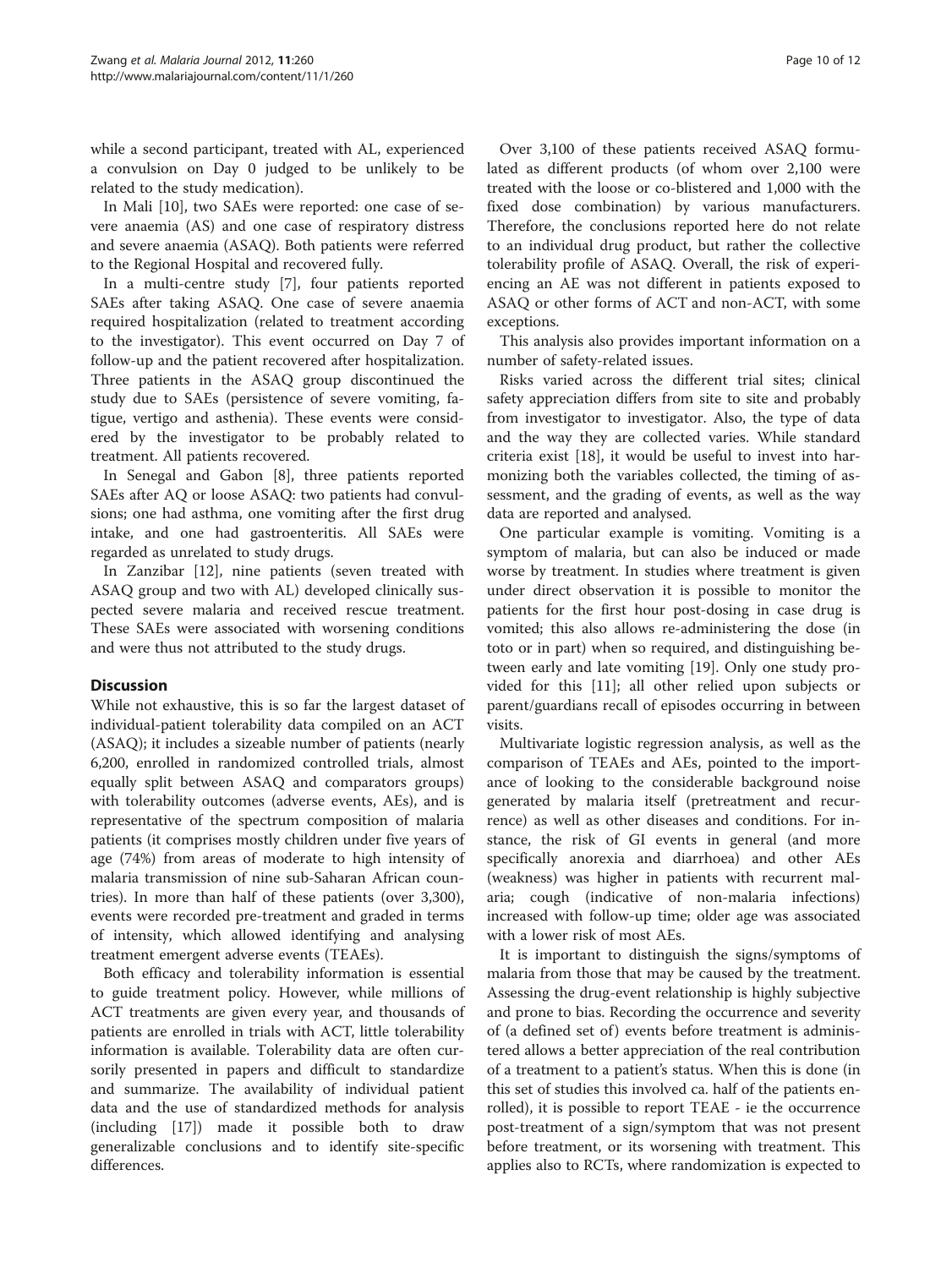while a second participant, treated with AL, experienced a convulsion on Day 0 judged to be unlikely to be related to the study medication).

In Mali [10], two SAEs were reported: one case of severe anaemia (AS) and one case of respiratory distress and severe anaemia (ASAQ). Both patients were referred to the Regional Hospital and recovered fully.

In a multi-centre study [7], four patients reported SAEs after taking ASAQ. One case of severe anaemia required hospitalization (related to treatment according to the investigator). This event occurred on Day 7 of follow-up and the patient recovered after hospitalization. Three patients in the ASAQ group discontinued the study due to SAEs (persistence of severe vomiting, fatigue, vertigo and asthenia). These events were considered by the investigator to be probably related to treatment. All patients recovered.

In Senegal and Gabon [8], three patients reported SAEs after AQ or loose ASAQ: two patients had convulsions; one had asthma, one vomiting after the first drug intake, and one had gastroenteritis. All SAEs were regarded as unrelated to study drugs.

In Zanzibar [12], nine patients (seven treated with ASAQ group and two with AL) developed clinically suspected severe malaria and received rescue treatment. These SAEs were associated with worsening conditions and were thus not attributed to the study drugs.

## Discussion

While not exhaustive, this is so far the largest dataset of individual-patient tolerability data compiled on an ACT (ASAQ); it includes a sizeable number of patients (nearly 6,200, enrolled in randomized controlled trials, almost equally split between ASAQ and comparators groups) with tolerability outcomes (adverse events, AEs), and is representative of the spectrum composition of malaria patients (it comprises mostly children under five years of age (74%) from areas of moderate to high intensity of malaria transmission of nine sub-Saharan African countries). In more than half of these patients (over 3,300), events were recorded pre-treatment and graded in terms of intensity, which allowed identifying and analysing treatment emergent adverse events (TEAEs).

Both efficacy and tolerability information is essential to guide treatment policy. However, while millions of ACT treatments are given every year, and thousands of patients are enrolled in trials with ACT, little tolerability information is available. Tolerability data are often cursorily presented in papers and difficult to standardize and summarize. The availability of individual patient data and the use of standardized methods for analysis (including [17]) made it possible both to draw generalizable conclusions and to identify site-specific differences.

Over 3,100 of these patients received ASAQ formulated as different products (of whom over 2,100 were treated with the loose or co-blistered and 1,000 with the fixed dose combination) by various manufacturers. Therefore, the conclusions reported here do not relate to an individual drug product, but rather the collective tolerability profile of ASAQ. Overall, the risk of experiencing an AE was not different in patients exposed to ASAQ or other forms of ACT and non-ACT, with some exceptions.

This analysis also provides important information on a number of safety-related issues.

Risks varied across the different trial sites; clinical safety appreciation differs from site to site and probably from investigator to investigator. Also, the type of data and the way they are collected varies. While standard criteria exist [18], it would be useful to invest into harmonizing both the variables collected, the timing of assessment, and the grading of events, as well as the way data are reported and analysed.

One particular example is vomiting. Vomiting is a symptom of malaria, but can also be induced or made worse by treatment. In studies where treatment is given under direct observation it is possible to monitor the patients for the first hour post-dosing in case drug is vomited; this also allows re-administering the dose (in toto or in part) when so required, and distinguishing between early and late vomiting [19]. Only one study provided for this [11]; all other relied upon subjects or parent/guardians recall of episodes occurring in between visits.

Multivariate logistic regression analysis, as well as the comparison of TEAEs and AEs, pointed to the importance of looking to the considerable background noise generated by malaria itself (pretreatment and recurrence) as well as other diseases and conditions. For instance, the risk of GI events in general (and more specifically anorexia and diarrhoea) and other AEs (weakness) was higher in patients with recurrent malaria; cough (indicative of non-malaria infections) increased with follow-up time; older age was associated with a lower risk of most AEs.

It is important to distinguish the signs/symptoms of malaria from those that may be caused by the treatment. Assessing the drug-event relationship is highly subjective and prone to bias. Recording the occurrence and severity of (a defined set of) events before treatment is administered allows a better appreciation of the real contribution of a treatment to a patient's status. When this is done (in this set of studies this involved ca. half of the patients enrolled), it is possible to report TEAE - ie the occurrence post-treatment of a sign/symptom that was not present before treatment, or its worsening with treatment. This applies also to RCTs, where randomization is expected to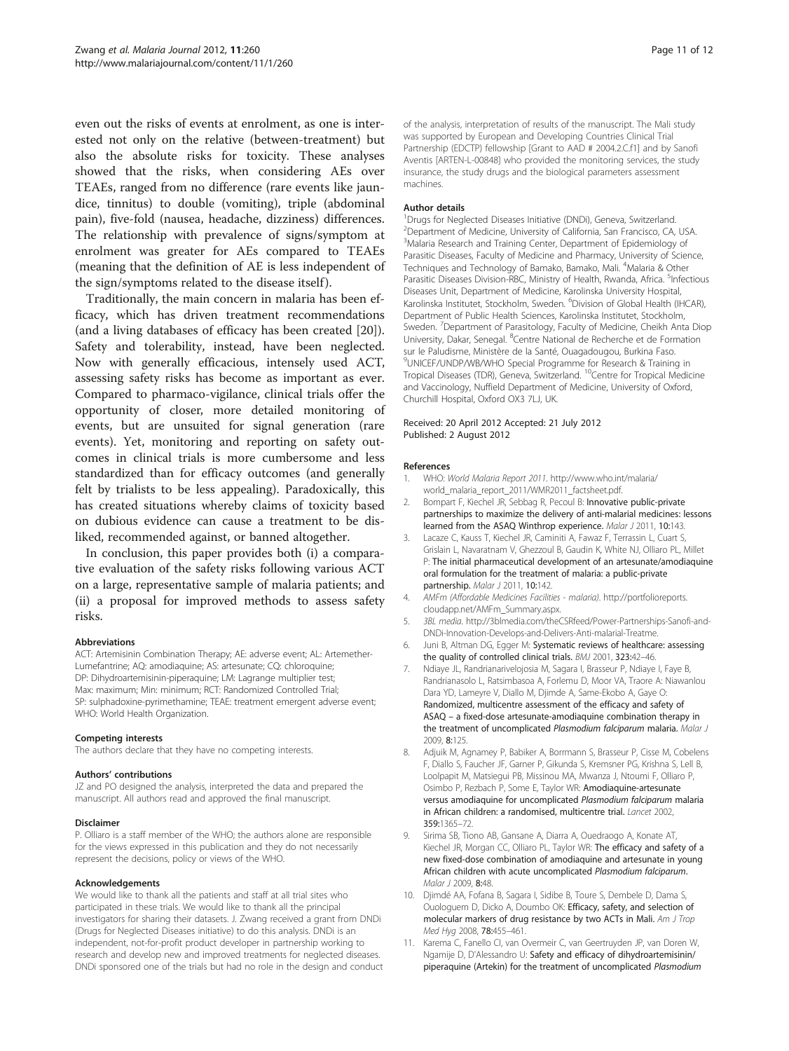even out the risks of events at enrolment, as one is interested not only on the relative (between-treatment) but also the absolute risks for toxicity. These analyses showed that the risks, when considering AEs over TEAEs, ranged from no difference (rare events like jaundice, tinnitus) to double (vomiting), triple (abdominal pain), five-fold (nausea, headache, dizziness) differences. The relationship with prevalence of signs/symptom at enrolment was greater for AEs compared to TEAEs (meaning that the definition of AE is less independent of the sign/symptoms related to the disease itself).

Traditionally, the main concern in malaria has been efficacy, which has driven treatment recommendations (and a living databases of efficacy has been created [20]). Safety and tolerability, instead, have been neglected. Now with generally efficacious, intensely used ACT, assessing safety risks has become as important as ever. Compared to pharmaco-vigilance, clinical trials offer the opportunity of closer, more detailed monitoring of events, but are unsuited for signal generation (rare events). Yet, monitoring and reporting on safety outcomes in clinical trials is more cumbersome and less standardized than for efficacy outcomes (and generally felt by trialists to be less appealing). Paradoxically, this has created situations whereby claims of toxicity based on dubious evidence can cause a treatment to be disliked, recommended against, or banned altogether.

In conclusion, this paper provides both (i) a comparative evaluation of the safety risks following various ACT on a large, representative sample of malaria patients; and (ii) a proposal for improved methods to assess safety risks.

#### Abbreviations

ACT: Artemisinin Combination Therapy; AE: adverse event; AL: Artemether-Lumefantrine; AQ: amodiaquine; AS: artesunate; CQ: chloroquine; DP: Dihydroartemisinin-piperaquine; LM: Lagrange multiplier test; Max: maximum; Min: minimum; RCT: Randomized Controlled Trial; SP: sulphadoxine-pyrimethamine; TEAE: treatment emergent adverse event; WHO: World Health Organization.

#### Competing interests

The authors declare that they have no competing interests.

#### Authors' contributions

JZ and PO designed the analysis, interpreted the data and prepared the manuscript. All authors read and approved the final manuscript.

#### Disclaimer

P. Olliaro is a staff member of the WHO; the authors alone are responsible for the views expressed in this publication and they do not necessarily represent the decisions, policy or views of the WHO.

#### Acknowledgements

We would like to thank all the patients and staff at all trial sites who participated in these trials. We would like to thank all the principal investigators for sharing their datasets. J. Zwang received a grant from DNDi (Drugs for Neglected Diseases initiative) to do this analysis. DNDi is an independent, not-for-profit product developer in partnership working to research and develop new and improved treatments for neglected diseases. DNDi sponsored one of the trials but had no role in the design and conduct of the analysis, interpretation of results of the manuscript. The Mali study was supported by European and Developing Countries Clinical Trial Partnership (EDCTP) fellowship [Grant to AAD # 2004.2.C.f1] and by Sanofi Aventis [ARTEN-L-00848] who provided the monitoring services, the study insurance, the study drugs and the biological parameters assessment machines.

#### Author details

[1]Drugs for Neglected Diseases Initiative (DNDi), Geneva, Switzerland. [2]Department of Medicine, University of California, San Francisco, CA, USA. [3]Malaria Research and Training Center, Department of Epidemiology of Parasitic Diseases, Faculty of Medicine and Pharmacy, University of Science, Techniques and Technology of Bamako, Bamako, Mali. [4]Malaria & Other Parasitic Diseases Division-RBC, Ministry of Health, Rwanda, Africa. [5]Infectious Diseases Unit, Department of Medicine, Karolinska University Hospital, Karolinska Institutet, Stockholm, Sweden. [6]Division of Global Health (IHCAR), Department of Public Health Sciences, Karolinska Institutet, Stockholm, Sweden. [7]Department of Parasitology, Faculty of Medicine, Cheikh Anta Diop University, Dakar, Senegal. [8]Centre National de Recherche et de Formation sur le Paludisme, Ministère de la Santé, Ouagadougou, Burkina Faso. [9]UNICEF/UNDP/WB/WHO Special Programme for Research & Training in Tropical Diseases (TDR), Geneva, Switzerland. [10]Centre for Tropical Medicine and Vaccinology, Nuffield Department of Medicine, University of Oxford, Churchill Hospital, Oxford OX3 7LJ, UK.

Received: 20 April 2012 Accepted: 21 July 2012
Published: 2 August 2012

#### References

1. WHO: *World Malaria Report 2011*. http://www.who.int/malaria/world_malaria_report_2011/WMR2011_factsheet.pdf.
2. Bompart F, Kiechel JR, Sebbag R, Pecoul B: **Innovative public-private partnerships to maximize the delivery of anti-malarial medicines: lessons learned from the ASAQ Winthrop experience.** *Malar J* 2011, **10**:143.
3. Lacaze C, Kauss T, Kiechel JR, Caminiti A, Fawaz F, Terrassin L, Cuart S, Grislain L, Navaratnam V, Ghezzoul B, Gaudin K, White NJ, Olliaro PL, Millet P: **The initial pharmaceutical development of an artesunate/amodiaquine oral formulation for the treatment of malaria: a public-private partnership.** *Malar J* 2011, **10**:142.
4. *AMFm (Affordable Medicines Facilities - malaria)*. http://portfolioreports.cloudapp.net/AMFm_Summary.aspx.
5. *3BL media*. http://3blmedia.com/theCSRfeed/Power-Partnerships-Sanofi-and-DNDi-Innovation-Develops-and-Delivers-Anti-malarial-Treatme.
6. Juni B, Altman DG, Egger M: **Systematic reviews of healthcare: assessing the quality of controlled clinical trials.** *BMJ* 2001, **323**:42–46.
7. Ndiaye JL, Randrianarivelojosia M, Sagara I, Brasseur P, Ndiaye I, Faye B, Randrianasolo L, Ratsimbasoa A, Forlemu D, Moor VA, Traore A: Niawanlou Dara YD, Lameyre V, Diallo M, Djimde A, Same-Ekobo A, Gaye O: **Randomized, multicentre assessment of the efficacy and safety of ASAQ – a fixed-dose artesunate-amodiaquine combination therapy in the treatment of uncomplicated *Plasmodium falciparum* malaria.** *Malar J* 2009, **8**:125.
8. Adjuik M, Agnamey P, Babiker A, Borrmann S, Brasseur P, Cisse M, Cobelens F, Diallo S, Faucher JF, Garner P, Gikunda S, Kremsner PG, Krishna S, Lell B, Loolpapit M, Matsiegui PB, Missinou MA, Mwanza J, Ntoumi F, Olliaro P, Osimbo P, Rezbach P, Some E, Taylor WR: **Amodiaquine-artesunate versus amodiaquine for uncomplicated *Plasmodium falciparum* malaria in African children: a randomised, multicentre trial.** *Lancet* 2002, **359**:1365–72.
9. Sirima SB, Tiono AB, Gansane A, Diarra A, Ouedraogo A, Konate AT, Kiechel JR, Morgan CC, Olliaro PL, Taylor WR: **The efficacy and safety of a new fixed-dose combination of amodiaquine and artesunate in young African children with acute uncomplicated *Plasmodium falciparum*.** *Malar J* 2009, **8**:48.
10. Djimdé AA, Fofana B, Sagara I, Sidibe B, Toure S, Dembele D, Dama S, Ouologuem D, Dicko A, Doumbo OK: **Efficacy, safety, and selection of molecular markers of drug resistance by two ACTs in Mali.** *Am J Trop Med Hyg* 2008, **78**:455–461.
11. Karema C, Fanello CI, van Overmeir C, van Geertruyden JP, van Doren W, Ngamije D, D'Alessandro U: **Safety and efficacy of dihydroartemisinin/piperaquine (Artekin) for the treatment of uncomplicated *Plasmodium***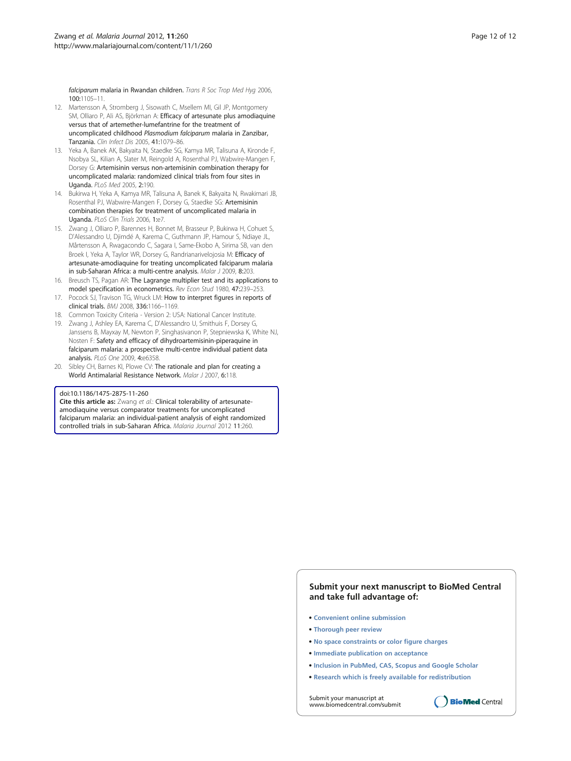*falciparum* malaria in Rwandan children. *Trans R Soc Trop Med Hyg* 2006, **100**:1105–11.

12. Martensson A, Stromberg J, Sisowath C, Msellem MI, Gil JP, Montgomery SM, Olliaro P, Ali AS, Björkman A: **Efficacy of artesunate plus amodiaquine versus that of artemether-lumefantrine for the treatment of uncomplicated childhood *Plasmodium falciparum* malaria in Zanzibar, Tanzania.** *Clin Infect Dis* 2005, **41**:1079–86.
13. Yeka A, Banek AK, Bakyaita N, Staedke SG, Kamya MR, Talisuna A, Kironde F, Nsobya SL, Kilian A, Slater M, Reingold A, Rosenthal PJ, Wabwire-Mangen F, Dorsey G: **Artemisinin versus non-artemisinin combination therapy for uncomplicated malaria: randomized clinical trials from four sites in Uganda.** *PLoS Med* 2005, **2**:190.
14. Bukirwa H, Yeka A, Kamya MR, Talisuna A, Banek K, Bakyaita N, Rwakimari JB, Rosenthal PJ, Wabwire-Mangen F, Dorsey G, Staedke SG: **Artemisinin combination therapies for treatment of uncomplicated malaria in Uganda.** *PLoS Clin Trials* 2006, **1**:e7.
15. Zwang J, Olliaro P, Barennes H, Bonnet M, Brasseur P, Bukirwa H, Cohuet S, D'Alessandro U, Djimdé A, Karema C, Guthmann JP, Hamour S, Ndiaye JL, Mårtensson A, Rwagacondo C, Sagara I, Same-Ekobo A, Sirima SB, van den Broek I, Yeka A, Taylor WR, Dorsey G, Randrianarivelojosia M: **Efficacy of artesunate-amodiaquine for treating uncomplicated falciparum malaria in sub-Saharan Africa: a multi-centre analysis.** *Malar J* 2009, **8**:203.
16. Breusch TS, Pagan AR: **The Lagrange multiplier test and its applications to model specification in econometrics.** *Rev Econ Stud* 1980, **47**:239–253.
17. Pocock SJ, Travison TG, Wruck LM: **How to interpret figures in reports of clinical trials.** *BMJ* 2008, **336**:1166–1169.
18. Common Toxicity Criteria - Version 2: USA: National Cancer Institute.
19. Zwang J, Ashley EA, Karema C, D'Alessandro U, Smithuis F, Dorsey G, Janssens B, Mayxay M, Newton P, Singhasivanon P, Stepniewska K, White NJ, Nosten F: **Safety and efficacy of dihydroartemisinin-piperaquine in falciparum malaria: a prospective multi-centre individual patient data analysis.** *PLoS One* 2009, **4**:e6358.
20. Sibley CH, Barnes KI, Plowe CV: **The rationale and plan for creating a World Antimalarial Resistance Network.** *Malar J* 2007, **6**:118.

doi:10.1186/1475-2875-11-260

**Cite this article as:** Zwang *et al.*: Clinical tolerability of artesunate-amodiaquine versus comparator treatments for uncomplicated falciparum malaria: an individual-patient analysis of eight randomized controlled trials in sub-Saharan Africa. *Malaria Journal* 2012 **11**:260.

**Submit your next manuscript to BioMed Central and take full advantage of:**

- **Convenient online submission**
- **Thorough peer review**
- **No space constraints or color figure charges**
- **Immediate publication on acceptance**
- **Inclusion in PubMed, CAS, Scopus and Google Scholar**
- **Research which is freely available for redistribution**

Submit your manuscript at
www.biomedcentral.com/submit

BioMed Central